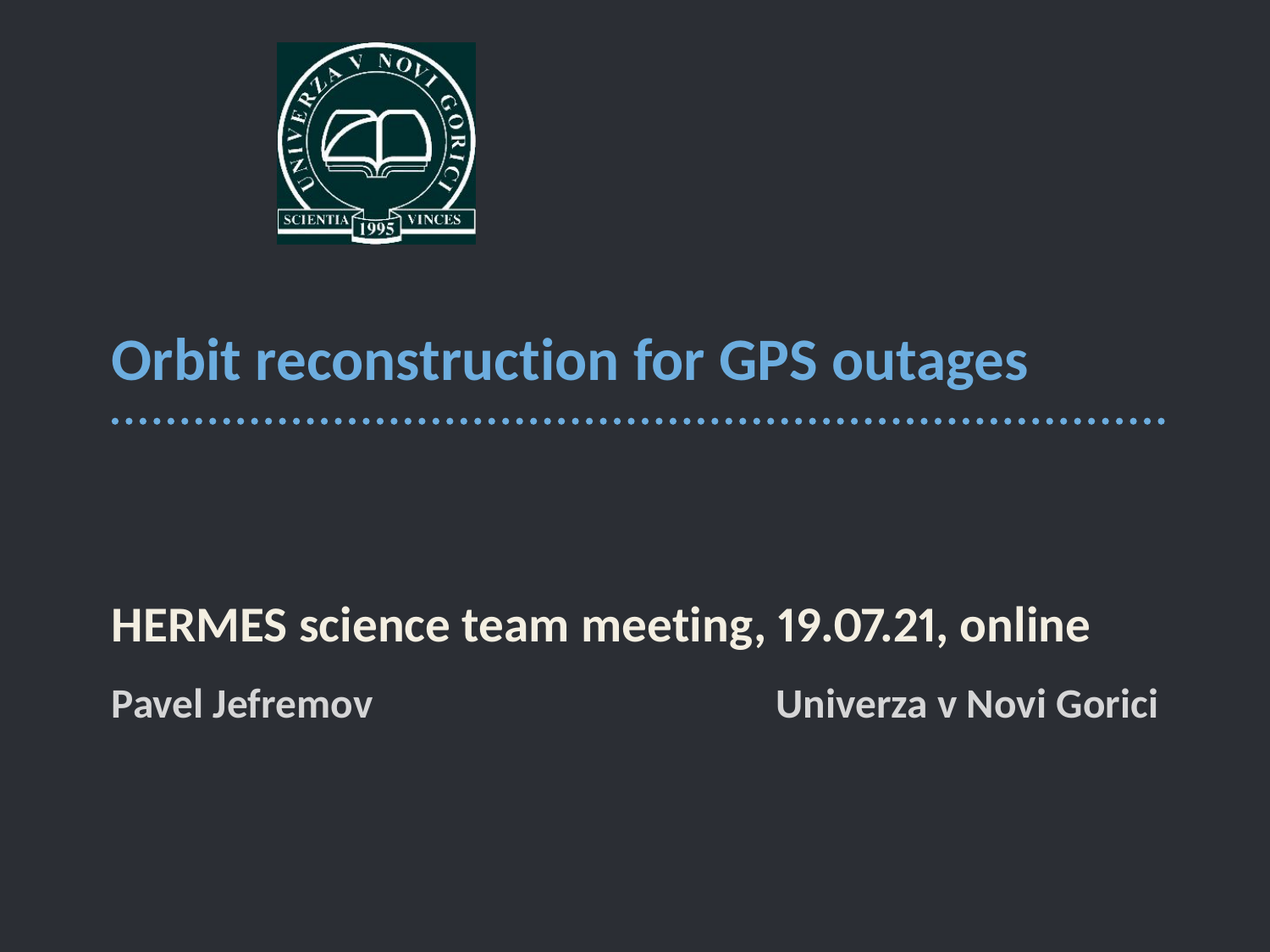# Orbit reconstruction for GPS outages

**HERMES science team meeting, 19.07.21, online**

**Pavel Jefremov**

**Univerza v Novi Gorici**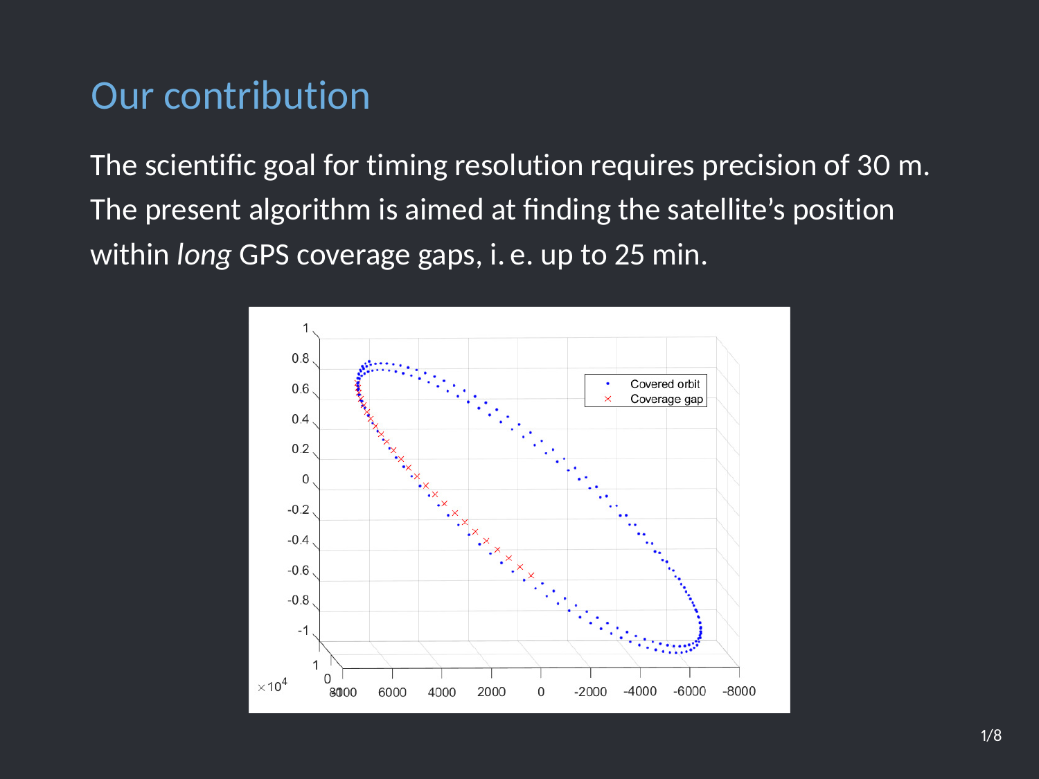# Our contribution

The scientific goal for timing resolution requires precision of 30 m. The present algorithm is aimed at finding the satellite's position within *long* GPS coverage gaps, i. e. up to 25 min.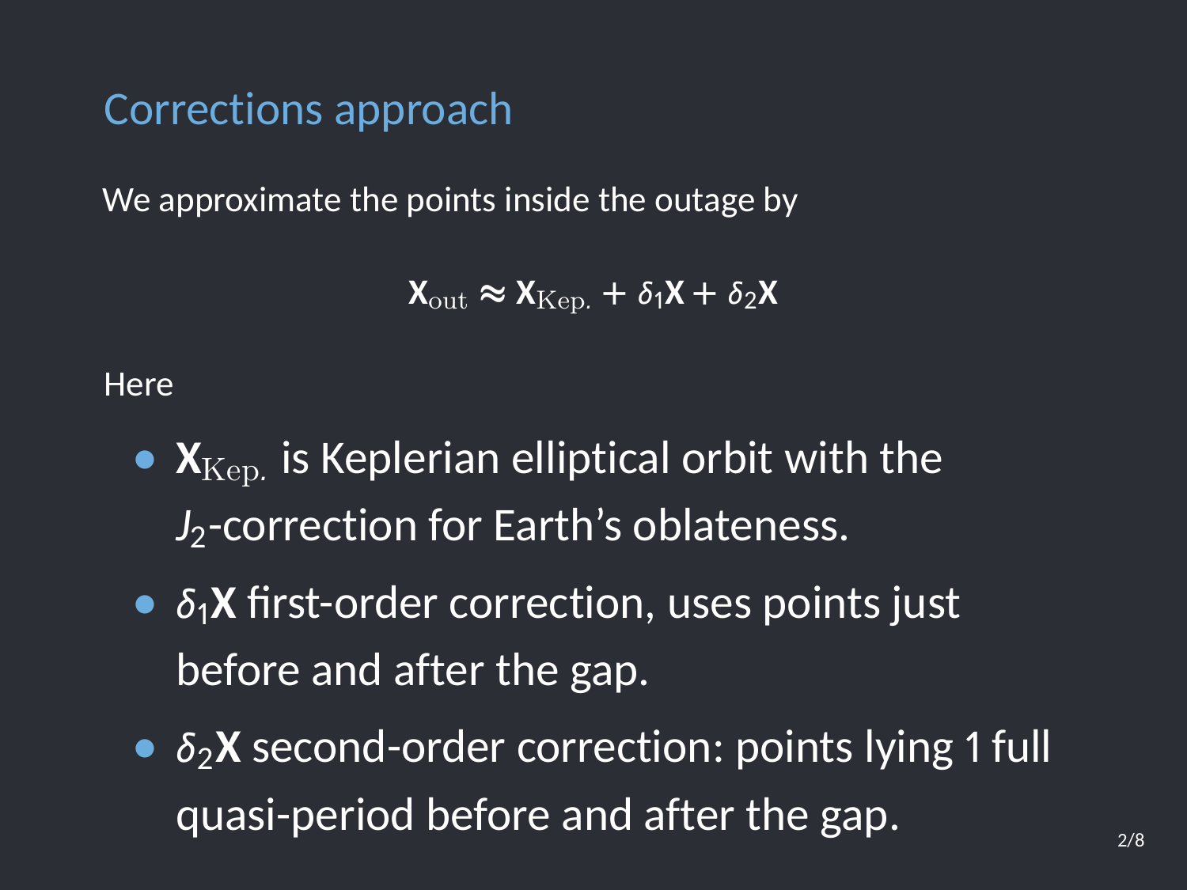# Corrections approach

We approximate the points inside the outage by

$$\mathbf{X}_{\text{out}} \approx \mathbf{X}_{\text{Kep.}} + \delta_1\mathbf{X} + \delta_2\mathbf{X}$$

Here

- $\mathbf{X}_{\text{Kep.}}$ is Keplerian elliptical orbit with the $J_2$-correction for Earth's oblateness.
- $\delta_1\mathbf{X}$ first-order correction, uses points just before and after the gap.
- $\delta_2\mathbf{X}$ second-order correction: points lying 1 full quasi-period before and after the gap.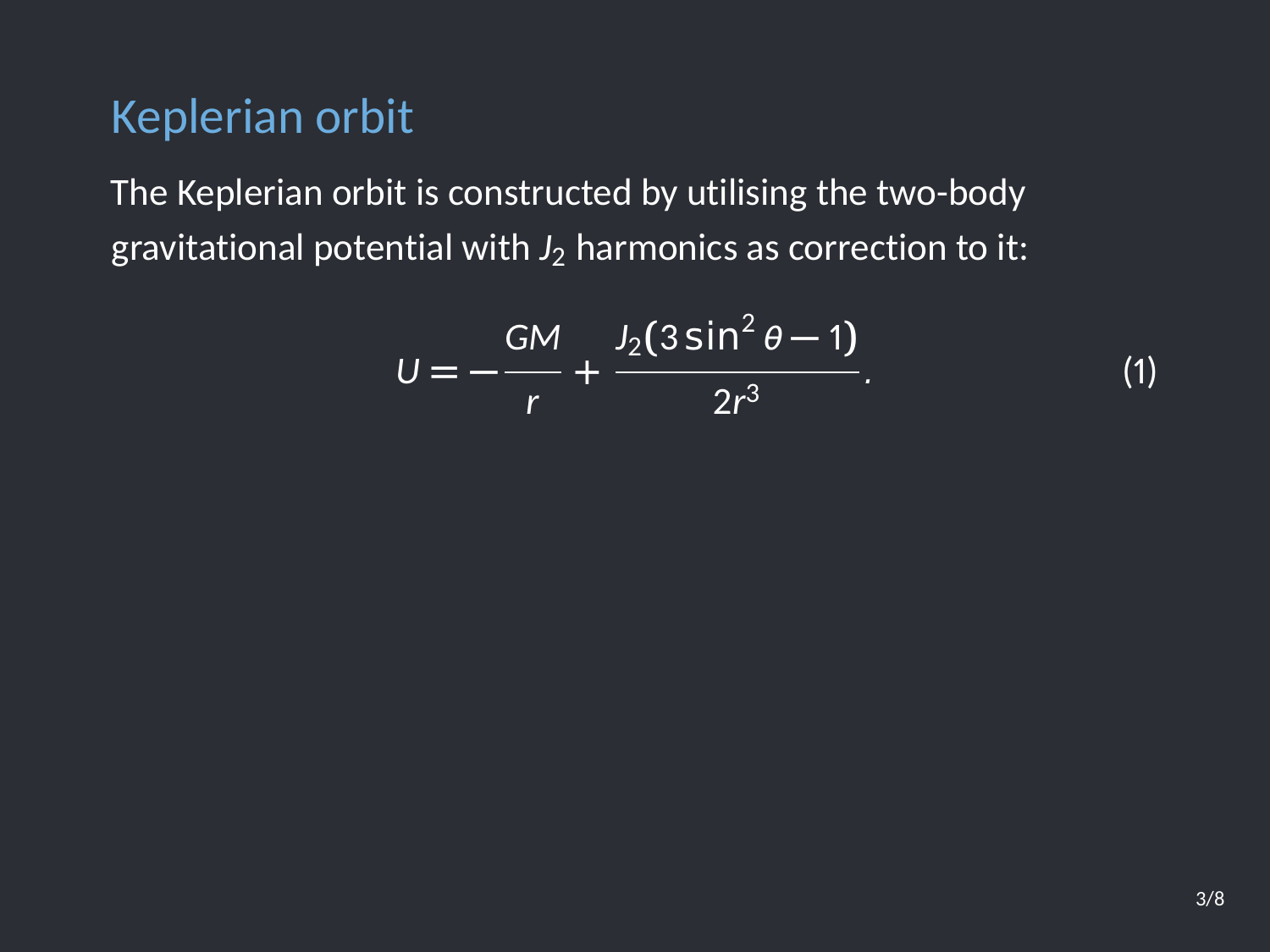## Keplerian orbit

The Keplerian orbit is constructed by utilising the two-body gravitational potential with $J_2$ harmonics as correction to it:

$$U = -\frac{GM}{r} + \frac{J_2(3\sin^2\theta - 1)}{2r^3}. \tag{1}$$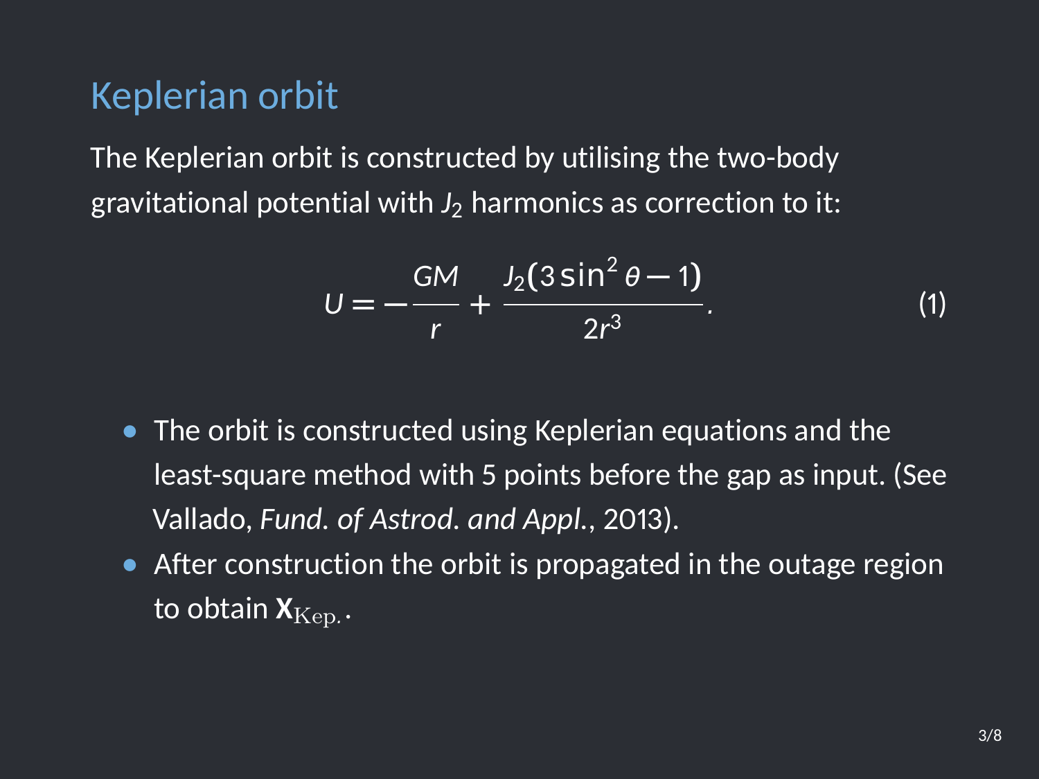## Keplerian orbit

The Keplerian orbit is constructed by utilising the two-body gravitational potential with $J_2$ harmonics as correction to it:

$$U = -\frac{GM}{r} + \frac{J_2(3\sin^2\theta - 1)}{2r^3}. \tag{1}$$

- The orbit is constructed using Keplerian equations and the least-square method with 5 points before the gap as input. (See Vallado, *Fund. of Astrod. and Appl.*, 2013).
- After construction the orbit is propagated in the outage region to obtain $\mathbf{X}_{\mathrm{Kep.}}$.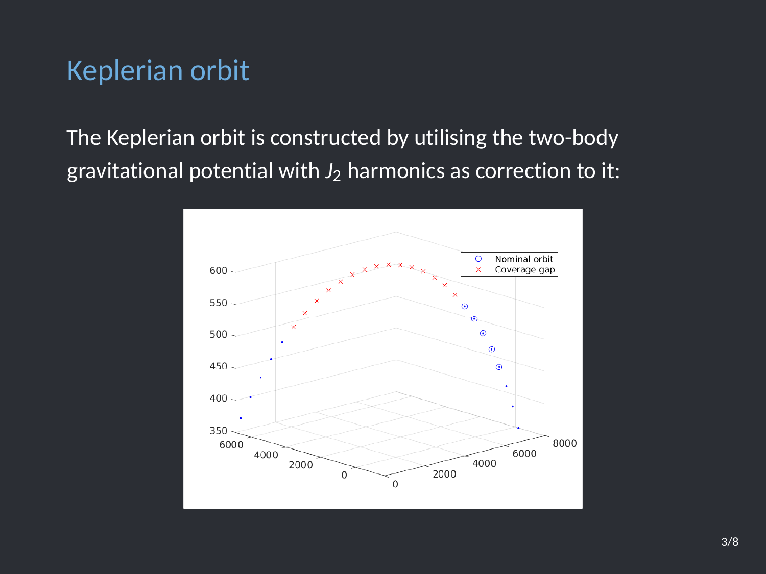# Keplerian orbit

The Keplerian orbit is constructed by utilising the two-body gravitational potential with $J_2$ harmonics as correction to it: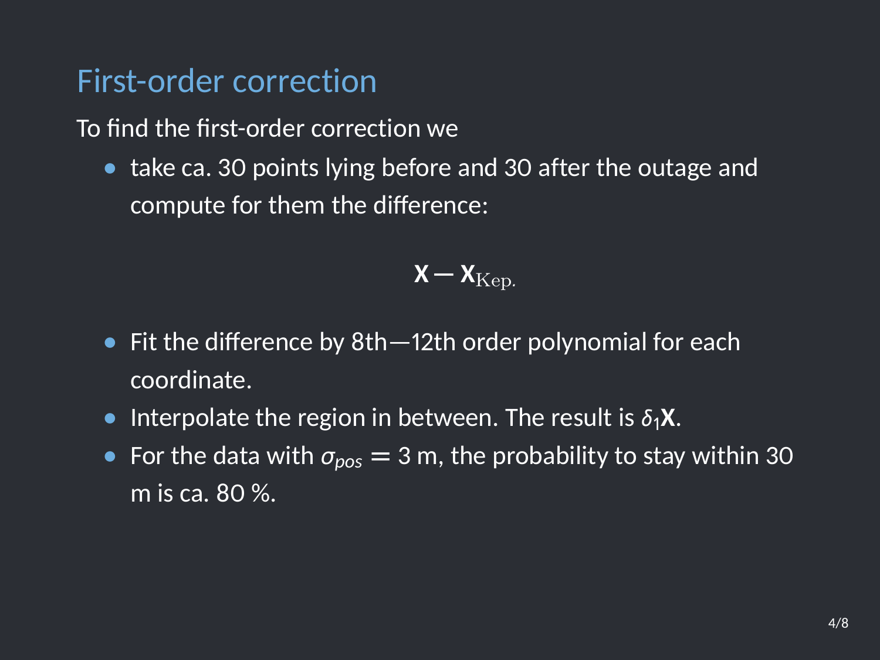## First-order correction

To find the first-order correction we

- take ca. 30 points lying before and 30 after the outage and compute for them the difference:

$$\mathbf{X} - \mathbf{X}_{\mathrm{Kep.}}$$

- Fit the difference by 8th—12th order polynomial for each coordinate.
- Interpolate the region in between. The result is $\delta_1 \mathbf{X}$.
- For the data with $\sigma_{pos} = 3$ m, the probability to stay within 30 m is ca. 80 %.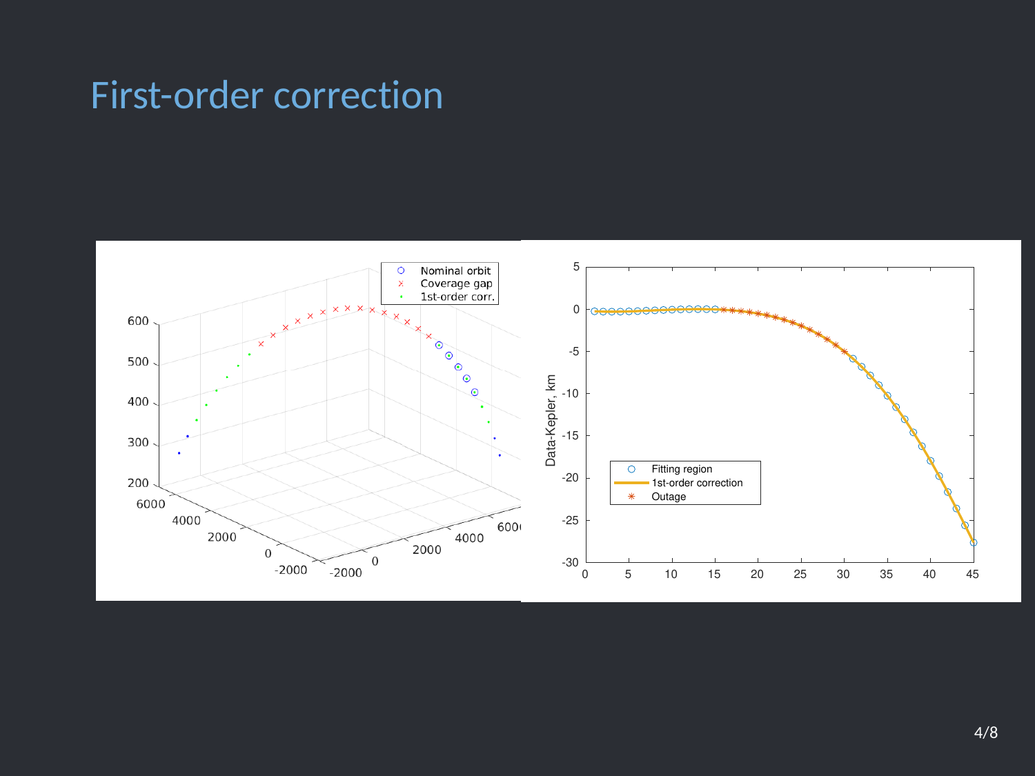# First-order correction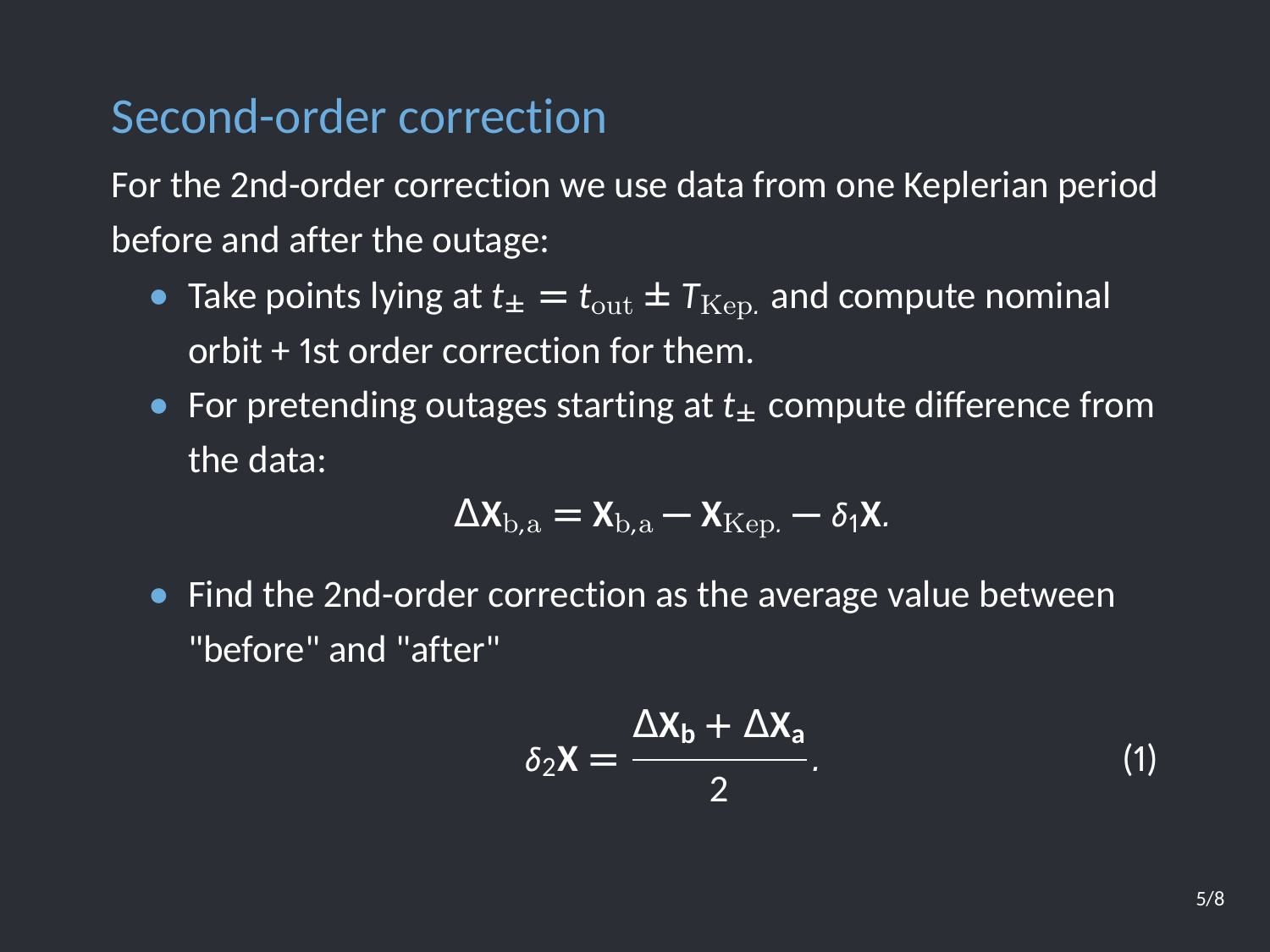## Second-order correction

For the 2nd-order correction we use data from one Keplerian period before and after the outage:

- Take points lying at $t_{\pm} = t_{\rm out} \pm T_{\rm Kep.}$ and compute nominal orbit + 1st order correction for them.
- For pretending outages starting at $t_{\pm}$ compute difference from the data:

$$\Delta \mathbf{X}_{\rm b,a} = \mathbf{X}_{\rm b,a} - \mathbf{X}_{\rm Kep.} - \delta_1 \mathbf{X}.$$

- Find the 2nd-order correction as the average value between "before" and "after"

$$\delta_2 \mathbf{X} = \frac{\Delta \mathbf{X}_{\mathbf{b}} + \Delta \mathbf{X}_{\mathbf{a}}}{2}. \tag{1}$$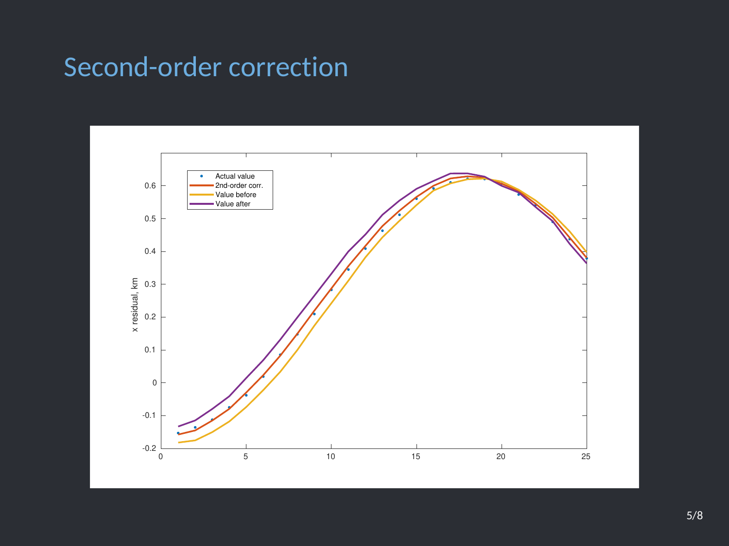# Second-order correction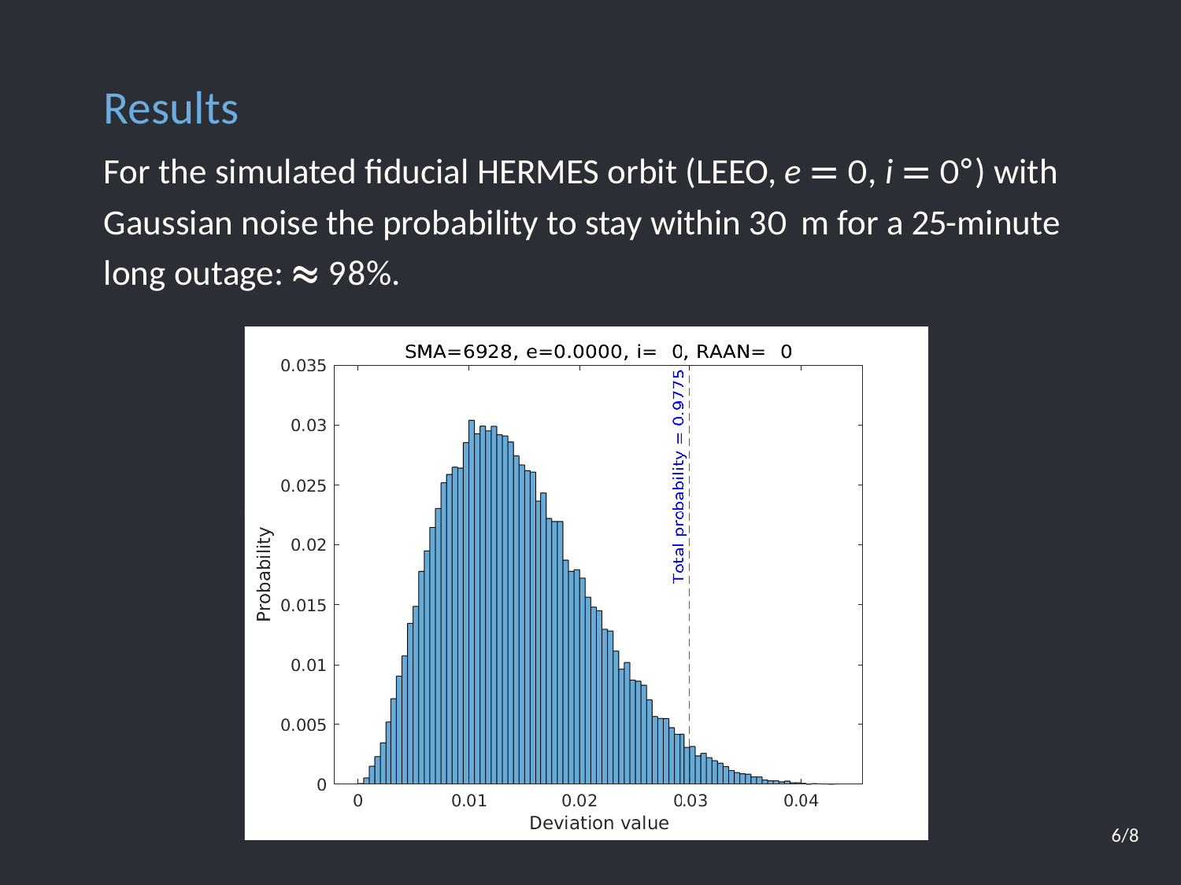# Results

For the simulated fiducial HERMES orbit (LEEO, $e = 0$, $i = 0°$) with Gaussian noise the probability to stay within 30 m for a 25-minute long outage: $\approx 98\%$.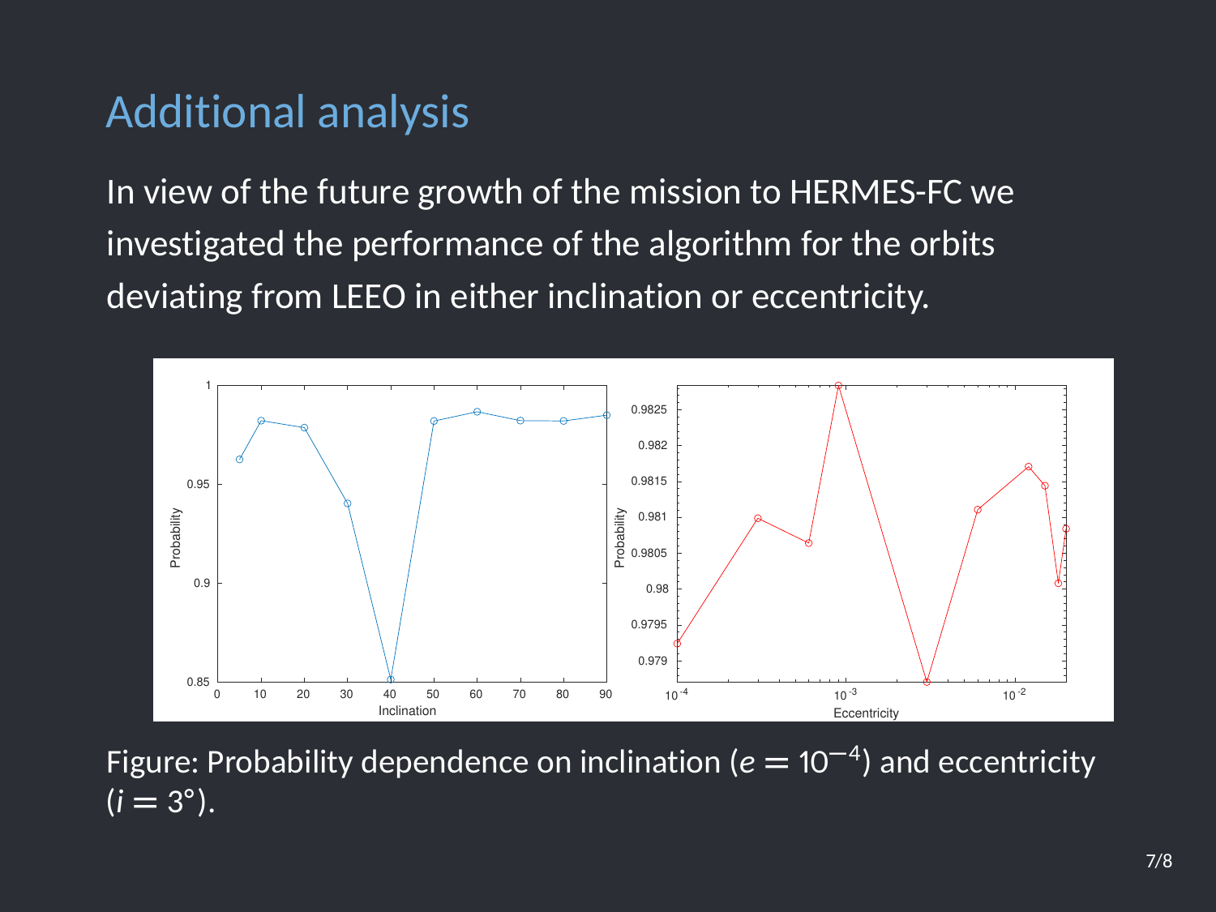# Additional analysis

In view of the future growth of the mission to HERMES-FC we investigated the performance of the algorithm for the orbits deviating from LEEO in either inclination or eccentricity.

Figure: Probability dependence on inclination ($e = 10^{-4}$) and eccentricity ($i = 3°$).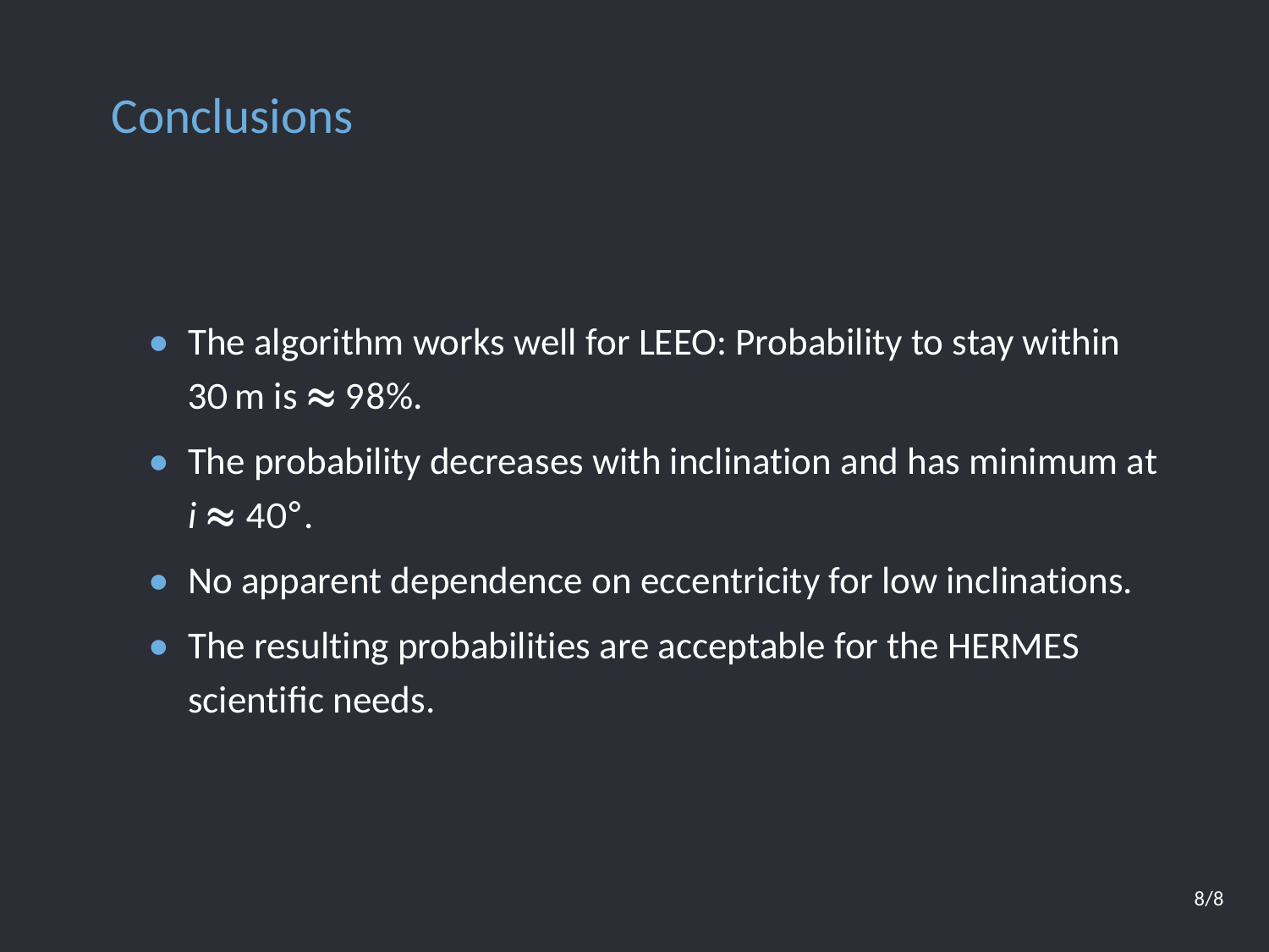# Conclusions

- The algorithm works well for LEEO: Probability to stay within 30 m is $\approx 98\%$.
- The probability decreases with inclination and has minimum at $i \approx 40°$.
- No apparent dependence on eccentricity for low inclinations.
- The resulting probabilities are acceptable for the HERMES scientific needs.